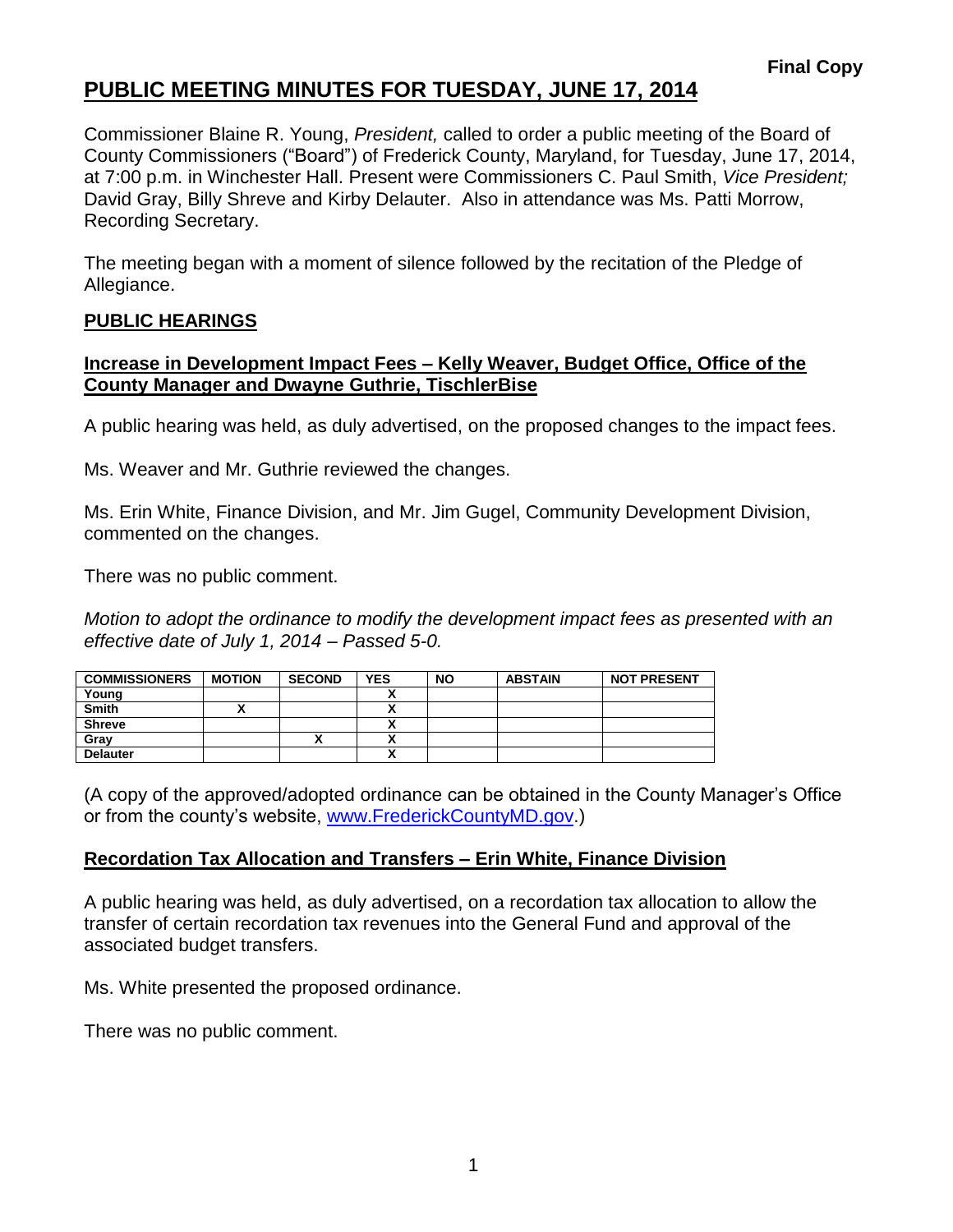**Final Copy**

# PUBLIC MEETING MINUTES FOR TUESDAY, JUNE 17, 2014

Commissioner Blaine R. Young, *President,* called to order a public meeting of the Board of County Commissioners ("Board") of Frederick County, Maryland, for Tuesday, June 17, 2014, at 7:00 p.m. in Winchester Hall. Present were Commissioners C. Paul Smith, *Vice President;* David Gray, Billy Shreve and Kirby Delauter. Also in attendance was Ms. Patti Morrow, Recording Secretary.

The meeting began with a moment of silence followed by the recitation of the Pledge of Allegiance.

## PUBLIC HEARINGS

### Increase in Development Impact Fees – Kelly Weaver, Budget Office, Office of the County Manager and Dwayne Guthrie, TischlerBise

A public hearing was held, as duly advertised, on the proposed changes to the impact fees.

Ms. Weaver and Mr. Guthrie reviewed the changes.

Ms. Erin White, Finance Division, and Mr. Jim Gugel, Community Development Division, commented on the changes.

There was no public comment.

*Motion to adopt the ordinance to modify the development impact fees as presented with an effective date of July 1, 2014 – Passed 5-0.*

| COMMISSIONERS | MOTION | SECOND | YES | NO | ABSTAIN | NOT PRESENT |
|---|---|---|---|---|---|---|
| Young | | | X | | | |
| Smith | X | | X | | | |
| Shreve | | | X | | | |
| Gray | | X | X | | | |
| Delauter | | | X | | | |

(A copy of the approved/adopted ordinance can be obtained in the County Manager's Office or from the county's website, www.FrederickCountyMD.gov.)

### Recordation Tax Allocation and Transfers – Erin White, Finance Division

A public hearing was held, as duly advertised, on a recordation tax allocation to allow the transfer of certain recordation tax revenues into the General Fund and approval of the associated budget transfers.

Ms. White presented the proposed ordinance.

There was no public comment.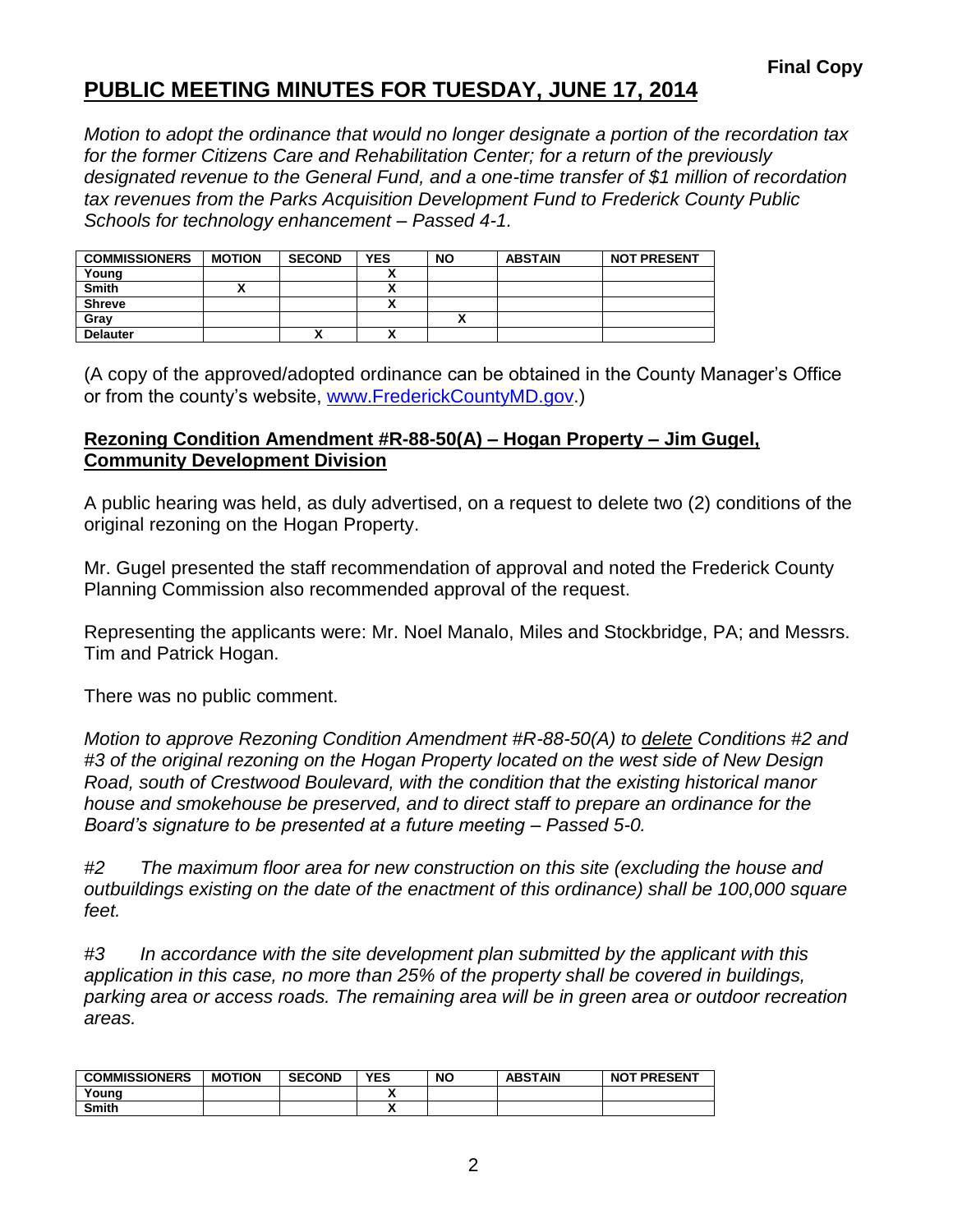**Final Copy**

# PUBLIC MEETING MINUTES FOR TUESDAY, JUNE 17, 2014

*Motion to adopt the ordinance that would no longer designate a portion of the recordation tax for the former Citizens Care and Rehabilitation Center; for a return of the previously designated revenue to the General Fund, and a one-time transfer of $1 million of recordation tax revenues from the Parks Acquisition Development Fund to Frederick County Public Schools for technology enhancement – Passed 4-1.*

| COMMISSIONERS | MOTION | SECOND | YES | NO | ABSTAIN | NOT PRESENT |
|---|---|---|---|---|---|---|
| Young | | | X | | | |
| Smith | X | | X | | | |
| Shreve | | | X | | | |
| Gray | | | | X | | |
| Delauter | | X | X | | | |

(A copy of the approved/adopted ordinance can be obtained in the County Manager's Office or from the county's website, www.FrederickCountyMD.gov.)

**Rezoning Condition Amendment #R-88-50(A) – Hogan Property – Jim Gugel, Community Development Division**

A public hearing was held, as duly advertised, on a request to delete two (2) conditions of the original rezoning on the Hogan Property.

Mr. Gugel presented the staff recommendation of approval and noted the Frederick County Planning Commission also recommended approval of the request.

Representing the applicants were: Mr. Noel Manalo, Miles and Stockbridge, PA; and Messrs. Tim and Patrick Hogan.

There was no public comment.

*Motion to approve Rezoning Condition Amendment #R-88-50(A) to delete Conditions #2 and #3 of the original rezoning on the Hogan Property located on the west side of New Design Road, south of Crestwood Boulevard, with the condition that the existing historical manor house and smokehouse be preserved, and to direct staff to prepare an ordinance for the Board's signature to be presented at a future meeting – Passed 5-0.*

*#2 The maximum floor area for new construction on this site (excluding the house and outbuildings existing on the date of the enactment of this ordinance) shall be 100,000 square feet.*

*#3 In accordance with the site development plan submitted by the applicant with this application in this case, no more than 25% of the property shall be covered in buildings, parking area or access roads. The remaining area will be in green area or outdoor recreation areas.*

| COMMISSIONERS | MOTION | SECOND | YES | NO | ABSTAIN | NOT PRESENT |
|---|---|---|---|---|---|---|
| Young | | | X | | | |
| Smith | | | X | | | |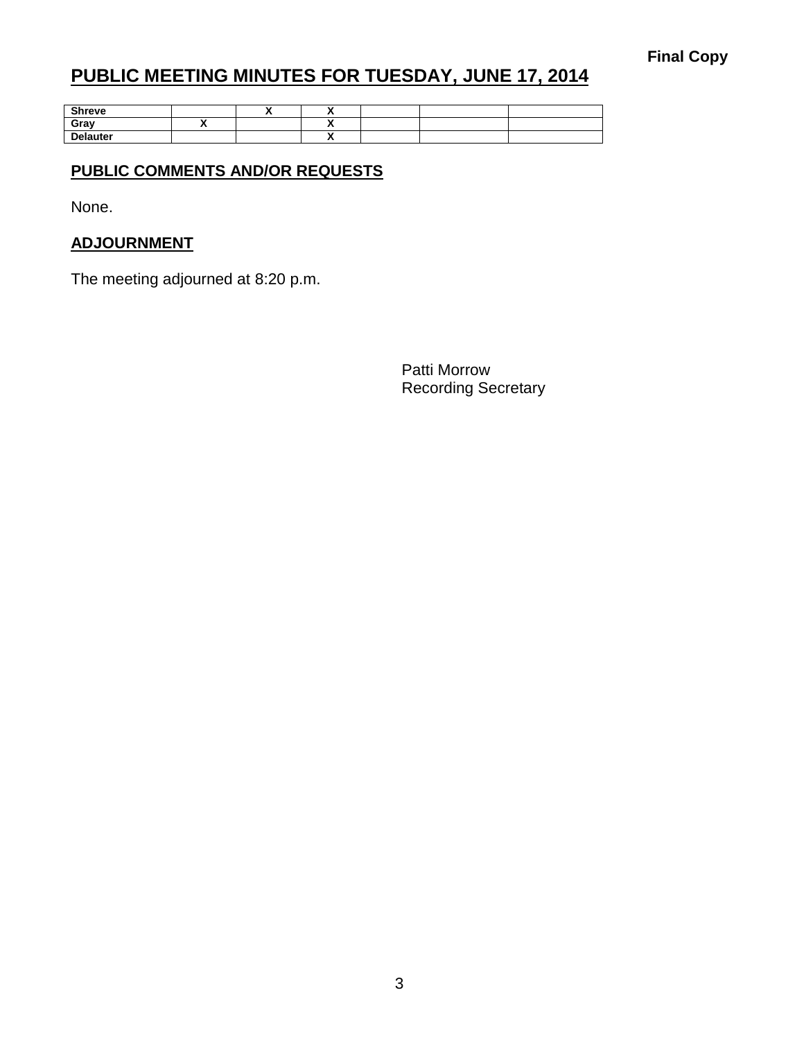**Final Copy**

# PUBLIC MEETING MINUTES FOR TUESDAY, JUNE 17, 2014

| | | | | | | |
|---|---|---|---|---|---|---|
| **Shreve** | | X | X | | | |
| **Gray** | X | | X | | | |
| **Delauter** | | | X | | | |

## PUBLIC COMMENTS AND/OR REQUESTS

None.

## ADJOURNMENT

The meeting adjourned at 8:20 p.m.

Patti Morrow
Recording Secretary